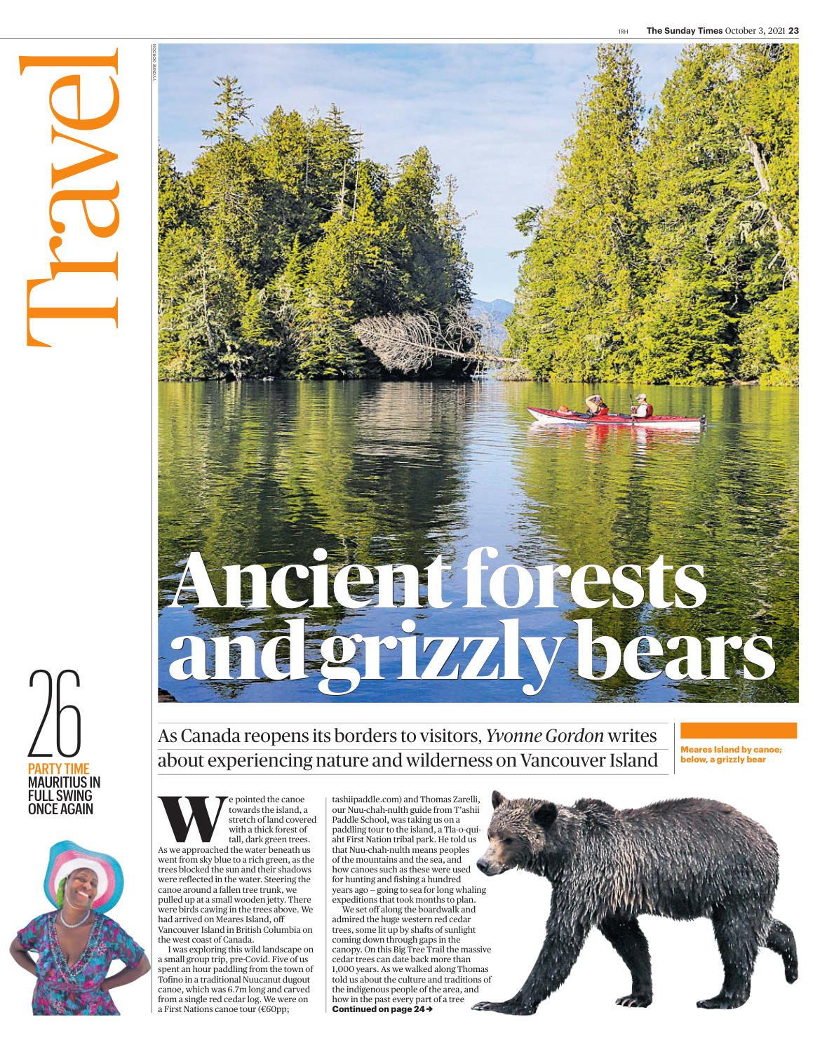# Travel

**26**
PARTY TIME
MAURITIUS IN FULL SWING ONCE AGAIN

# Ancient forests and grizzly bears

As Canada reopens its borders to visitors, *Yvonne Gordon* writes about experiencing nature and wilderness on Vancouver Island

**Meares Island by canoe; below, a grizzly bear**

We pointed the canoe towards the island, a stretch of land covered with a thick forest of tall, dark green trees. As we approached the water beneath us went from sky blue to a rich green, as the trees blocked the sun and their shadows were reflected in the water. Steering the canoe around a fallen tree trunk, we pulled up at a small wooden jetty. There were birds cawing in the trees above. We had arrived on Meares Island, off Vancouver Island in British Columbia on the west coast of Canada.

I was exploring this wild landscape on a small group trip, pre-Covid. Five of us spent an hour paddling from the town of Tofino in a traditional Nuucanut dugout canoe, which was 6.7m long and carved from a single red cedar log. We were on a First Nations canoe tour (€60pp; tashiipaddle.com) and Thomas Zarelli, our Nuu-chah-nulth guide from T'ashii Paddle School, was taking us on a paddling tour to the island, a Tla-o-qui-aht First Nation tribal park. He told us that Nuu-chah-nulth means peoples of the mountains and the sea, and how canoes such as these were used for hunting and fishing a hundred years ago – going to sea for long whaling expeditions that took months to plan.

We set off along the boardwalk and admired the huge western red cedar trees, some lit up by shafts of sunlight coming down through gaps in the canopy. On this Big Tree Trail the massive cedar trees can date back more than 1,000 years. As we walked along Thomas told us about the culture and traditions of the indigenous people of the area, and how in the past every part of a tree

**Continued on page 24 →**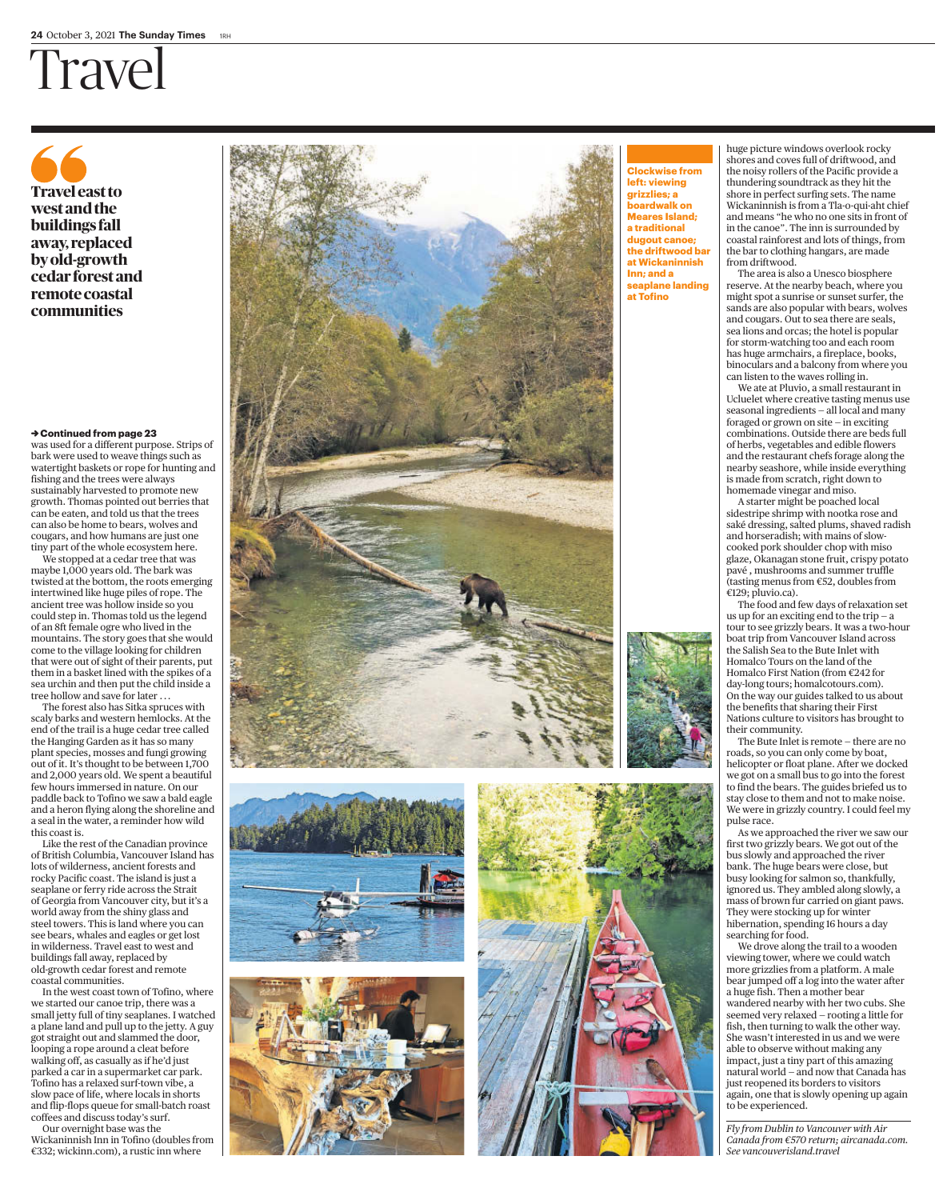# Travel

**Travel east to west and the buildings fall away, replaced by old-growth cedar forest and remote coastal communities**

**➔ Continued from page 23**

was used for a different purpose. Strips of bark were used to weave things such as watertight baskets or rope for hunting and fishing and the trees were always sustainably harvested to promote new growth. Thomas pointed out berries that can be eaten, and told us that the trees can also be home to bears, wolves and cougars, and how humans are just one tiny part of the whole ecosystem here.

We stopped at a cedar tree that was maybe 1,000 years old. The bark was twisted at the bottom, the roots emerging intertwined like huge piles of rope. The ancient tree was hollow inside so you could step in. Thomas told us the legend of an 8ft female ogre who lived in the mountains. The story goes that she would come to the village looking for children that were out of sight of their parents, put them in a basket lined with the spikes of a sea urchin and then put the child inside a tree hollow and save for later . . .

The forest also has Sitka spruces with scaly barks and western hemlocks. At the end of the trail is a huge cedar tree called the Hanging Garden as it has so many plant species, mosses and fungi growing out of it. It's thought to be between 1,700 and 2,000 years old. We spent a beautiful few hours immersed in nature. On our paddle back to Tofino we saw a bald eagle and a heron flying along the shoreline and a seal in the water, a reminder how wild this coast is.

Like the rest of the Canadian province of British Columbia, Vancouver Island has lots of wilderness, ancient forests and rocky Pacific coast. The island is just a seaplane or ferry ride across the Strait of Georgia from Vancouver city, but it's a world away from the shiny glass and steel towers. This is land where you can see bears, whales and eagles or get lost in wilderness. Travel east to west and buildings fall away, replaced by old-growth cedar forest and remote coastal communities.

In the west coast town of Tofino, where we started our canoe trip, there was a small jetty full of tiny seaplanes. I watched a plane land and pull up to the jetty. A guy got straight out and slammed the door, looping a rope around a cleat before walking off, as casually as if he'd just parked a car in a supermarket car park. Tofino has a relaxed surf-town vibe, a slow pace of life, where locals in shorts and flip-flops queue for small-batch roast coffees and discuss today's surf.

Our overnight base was the Wickaninnish Inn in Tofino (doubles from €332; wickinn.com), a rustic inn where huge picture windows overlook rocky shores and coves full of driftwood, and the noisy rollers of the Pacific provide a thundering soundtrack as they hit the shore in perfect surfing sets. The name Wickaninnish is from a Tla-o-qui-aht chief and means "he who no one sits in front of in the canoe". The inn is surrounded by coastal rainforest and lots of things, from the bar to clothing hangars, are made from driftwood.

The area is also a Unesco biosphere reserve. At the nearby beach, where you might spot a sunrise or sunset surfer, the sands are also popular with bears, wolves and cougars. Out to sea there are seals, sea lions and orcas; the hotel is popular for storm-watching too and each room has huge armchairs, a fireplace, books, binoculars and a balcony from where you can listen to the waves rolling in.

We ate at Pluvio, a small restaurant in Ucluelet where creative tasting menus use seasonal ingredients — all local and many foraged or grown on site — in exciting combinations. Outside there are beds full of herbs, vegetables and edible flowers and the restaurant chefs forage along the nearby seashore, while inside everything is made from scratch, right down to homemade vinegar and miso.

A starter might be poached local sidestripe shrimp with nootka rose and saké dressing, salted plums, shaved radish and horseradish; with mains of slow-cooked pork shoulder chop with miso glaze, Okanagan stone fruit, crispy potato pavé , mushrooms and summer truffle (tasting menus from €52, doubles from €129; pluvio.ca).

The food and few days of relaxation set us up for an exciting end to the trip — a tour to see grizzly bears. It was a two-hour boat trip from Vancouver Island across the Salish Sea to the Bute Inlet with Homalco Tours on the land of the Homalco First Nation (from €242 for day-long tours; homalcotours.com). On the way our guides talked to us about the benefits that sharing their First Nations culture to visitors has brought to their community.

The Bute Inlet is remote — there are no roads, so you can only come by boat, helicopter or float plane. After we docked we got on a small bus to go into the forest to find the bears. The guides briefed us to stay close to them and not to make noise. We were in grizzly country. I could feel my pulse race.

As we approached the river we saw our first two grizzly bears. We got out of the bus slowly and approached the river bank. The huge bears were close, but busy looking for salmon so, thankfully, ignored us. They ambled along slowly, a mass of brown fur carried on giant paws. They were stocking up for winter hibernation, spending 16 hours a day searching for food.

We drove along the trail to a wooden viewing tower, where we could watch more grizzlies from a platform. A male bear jumped off a log into the water after a huge fish. Then a mother bear wandered nearby with her two cubs. She seemed very relaxed — rooting a little for fish, then turning to walk the other way. She wasn't interested in us and we were able to observe without making any impact, just a tiny part of this amazing natural world — and now that Canada has just reopened its borders to visitors again, one that is slowly opening up again to be experienced.

*Fly from Dublin to Vancouver with Air Canada from €570 return; aircanada.com. See vancouverisland.travel*

**Clockwise from left: viewing grizzlies; a boardwalk on Meares Island; a traditional dugout canoe; the driftwood bar at Wickaninnish Inn; and a seaplane landing at Tofino**